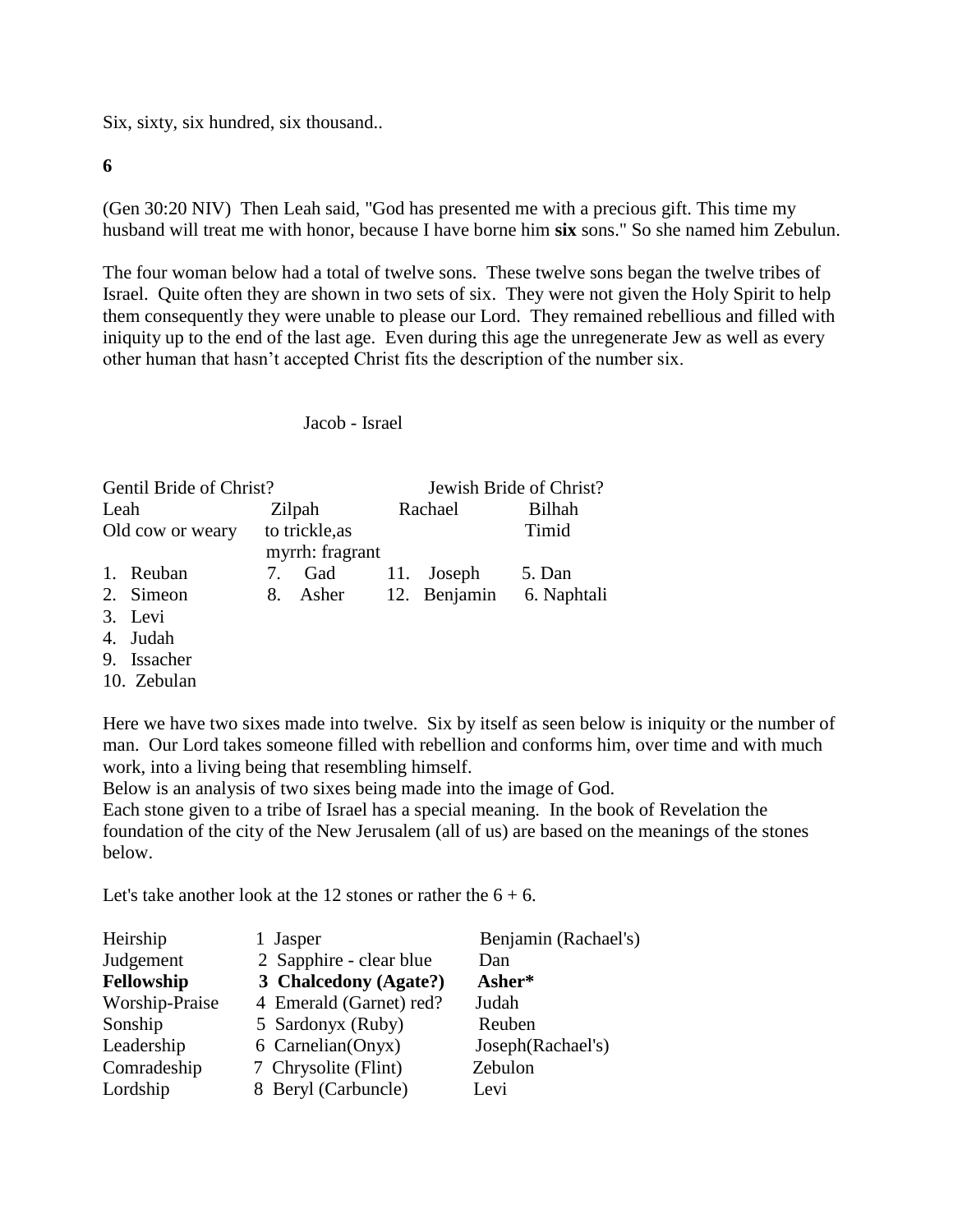Six, sixty, six hundred, six thousand..

**6**

(Gen 30:20 NIV) Then Leah said, "God has presented me with a precious gift. This time my husband will treat me with honor, because I have borne him **six** sons." So she named him Zebulun.

The four woman below had a total of twelve sons. These twelve sons began the twelve tribes of Israel. Quite often they are shown in two sets of six. They were not given the Holy Spirit to help them consequently they were unable to please our Lord. They remained rebellious and filled with iniquity up to the end of the last age. Even during this age the unregenerate Jew as well as every other human that hasn't accepted Christ fits the description of the number six.

Jacob - Israel

| Gentil Bride of Christ? | | Jewish Bride of Christ? | |
|---|---|---|---|
| Leah | Zilpah | Rachael | Bilhah |
| Old cow or weary | to trickle,as myrrh: fragrant | | Timid |
| 1. Reuban | 7. Gad | 11. Joseph | 5. Dan |
| 2. Simeon | 8. Asher | 12. Benjamin | 6. Naphtali |
| 3. Levi | | | |
| 4. Judah | | | |
| 9. Issacher | | | |
| 10. Zebulan | | | |

Here we have two sixes made into twelve. Six by itself as seen below is iniquity or the number of man. Our Lord takes someone filled with rebellion and conforms him, over time and with much work, into a living being that resembling himself.
Below is an analysis of two sixes being made into the image of God.
Each stone given to a tribe of Israel has a special meaning. In the book of Revelation the foundation of the city of the New Jerusalem (all of us) are based on the meanings of the stones below.

Let's take another look at the 12 stones or rather the 6 + 6.

| | | |
|---|---|---|
| Heirship | 1 Jasper | Benjamin (Rachael's) |
| Judgement | 2 Sapphire - clear blue | Dan |
| **Fellowship** | **3 Chalcedony (Agate?)** | **Asher*** |
| Worship-Praise | 4 Emerald (Garnet) red? | Judah |
| Sonship | 5 Sardonyx (Ruby) | Reuben |
| Leadership | 6 Carnelian(Onyx) | Joseph(Rachael's) |
| Comradeship | 7 Chrysolite (Flint) | Zebulon |
| Lordship | 8 Beryl (Carbuncle) | Levi |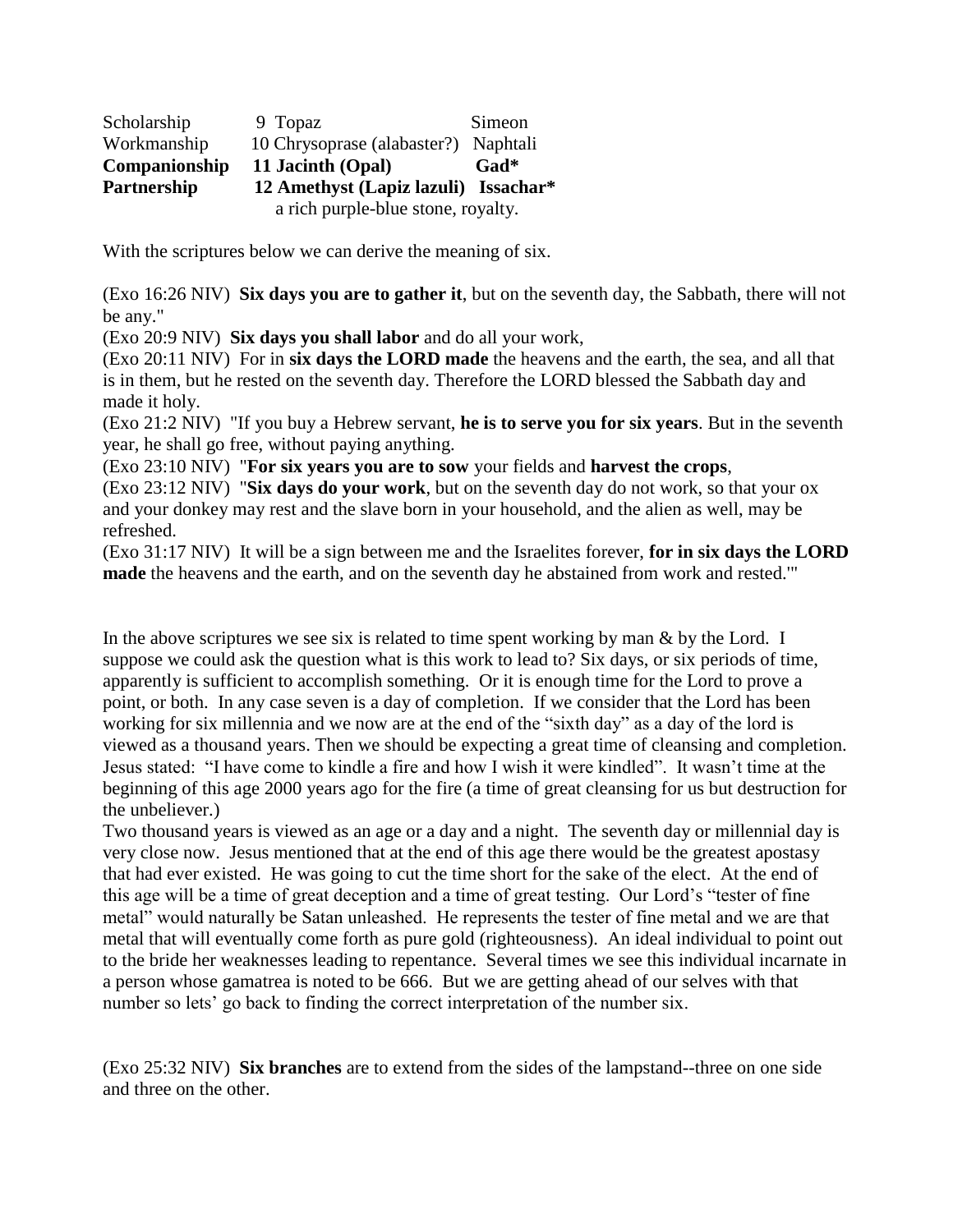| | | |
|---|---|---|
| Scholarship | 9 Topaz | Simeon |
| Workmanship | 10 Chrysoprase (alabaster?) | Naphtali |
| **Companionship** | **11 Jacinth (Opal)** | **Gad*** |
| **Partnership** | **12 Amethyst (Lapiz lazuli)** | **Issachar*** |
| | a rich purple-blue stone, royalty. | |

With the scriptures below we can derive the meaning of six.

(Exo 16:26 NIV) **Six days you are to gather it**, but on the seventh day, the Sabbath, there will not be any."

(Exo 20:9 NIV) **Six days you shall labor** and do all your work,

(Exo 20:11 NIV) For in **six days the LORD made** the heavens and the earth, the sea, and all that is in them, but he rested on the seventh day. Therefore the LORD blessed the Sabbath day and made it holy.

(Exo 21:2 NIV) "If you buy a Hebrew servant, **he is to serve you for six years**. But in the seventh year, he shall go free, without paying anything.

(Exo 23:10 NIV) "**For six years you are to sow** your fields and **harvest the crops**,

(Exo 23:12 NIV) "**Six days do your work**, but on the seventh day do not work, so that your ox and your donkey may rest and the slave born in your household, and the alien as well, may be refreshed.

(Exo 31:17 NIV) It will be a sign between me and the Israelites forever, **for in six days the LORD made** the heavens and the earth, and on the seventh day he abstained from work and rested.'"

In the above scriptures we see six is related to time spent working by man & by the Lord. I suppose we could ask the question what is this work to lead to? Six days, or six periods of time, apparently is sufficient to accomplish something. Or it is enough time for the Lord to prove a point, or both. In any case seven is a day of completion. If we consider that the Lord has been working for six millennia and we now are at the end of the "sixth day" as a day of the lord is viewed as a thousand years. Then we should be expecting a great time of cleansing and completion. Jesus stated: "I have come to kindle a fire and how I wish it were kindled". It wasn't time at the beginning of this age 2000 years ago for the fire (a time of great cleansing for us but destruction for the unbeliever.)

Two thousand years is viewed as an age or a day and a night. The seventh day or millennial day is very close now. Jesus mentioned that at the end of this age there would be the greatest apostasy that had ever existed. He was going to cut the time short for the sake of the elect. At the end of this age will be a time of great deception and a time of great testing. Our Lord's "tester of fine metal" would naturally be Satan unleashed. He represents the tester of fine metal and we are that metal that will eventually come forth as pure gold (righteousness). An ideal individual to point out to the bride her weaknesses leading to repentance. Several times we see this individual incarnate in a person whose gamatrea is noted to be 666. But we are getting ahead of our selves with that number so lets' go back to finding the correct interpretation of the number six.

(Exo 25:32 NIV) **Six branches** are to extend from the sides of the lampstand--three on one side and three on the other.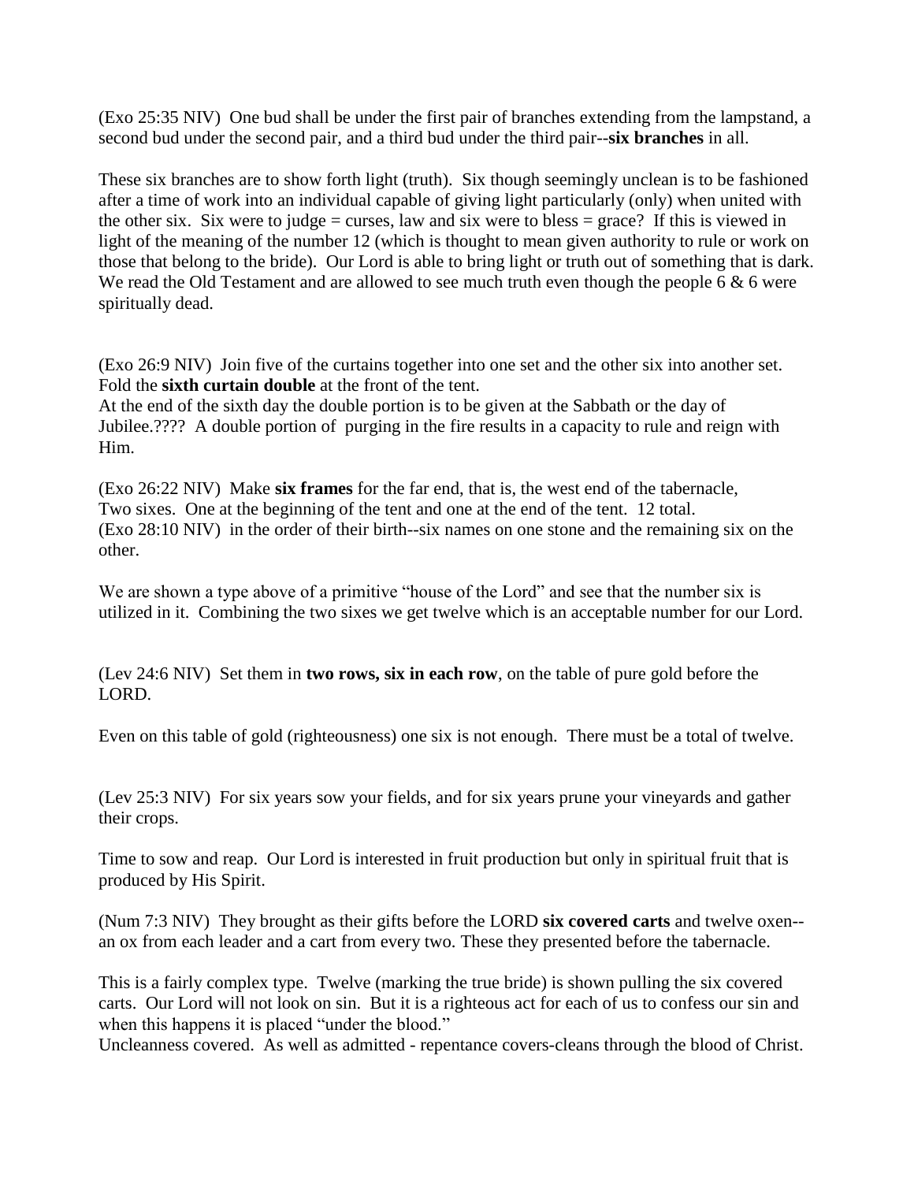(Exo 25:35 NIV)  One bud shall be under the first pair of branches extending from the lampstand, a second bud under the second pair, and a third bud under the third pair--**six branches** in all.

These six branches are to show forth light (truth).  Six though seemingly unclean is to be fashioned after a time of work into an individual capable of giving light particularly (only) when united with the other six.  Six were to judge = curses, law and six were to bless = grace?  If this is viewed in light of the meaning of the number 12 (which is thought to mean given authority to rule or work on those that belong to the bride).  Our Lord is able to bring light or truth out of something that is dark.  We read the Old Testament and are allowed to see much truth even though the people 6 & 6 were spiritually dead.

(Exo 26:9 NIV)  Join five of the curtains together into one set and the other six into another set. Fold the **sixth curtain double** at the front of the tent.
At the end of the sixth day the double portion is to be given at the Sabbath or the day of Jubilee.????  A double portion of  purging in the fire results in a capacity to rule and reign with Him.

(Exo 26:22 NIV)  Make **six frames** for the far end, that is, the west end of the tabernacle,
Two sixes.  One at the beginning of the tent and one at the end of the tent.  12 total.
(Exo 28:10 NIV)  in the order of their birth--six names on one stone and the remaining six on the other.

We are shown a type above of a primitive "house of the Lord" and see that the number six is utilized in it.  Combining the two sixes we get twelve which is an acceptable number for our Lord.

(Lev 24:6 NIV)  Set them in **two rows, six in each row**, on the table of pure gold before the LORD.

Even on this table of gold (righteousness) one six is not enough.  There must be a total of twelve.

(Lev 25:3 NIV)  For six years sow your fields, and for six years prune your vineyards and gather their crops.

Time to sow and reap.  Our Lord is interested in fruit production but only in spiritual fruit that is produced by His Spirit.

(Num 7:3 NIV)  They brought as their gifts before the LORD **six covered carts** and twelve oxen--an ox from each leader and a cart from every two. These they presented before the tabernacle.

This is a fairly complex type.  Twelve (marking the true bride) is shown pulling the six covered carts.  Our Lord will not look on sin.  But it is a righteous act for each of us to confess our sin and when this happens it is placed "under the blood."
Uncleanness covered.  As well as admitted - repentance covers-cleans through the blood of Christ.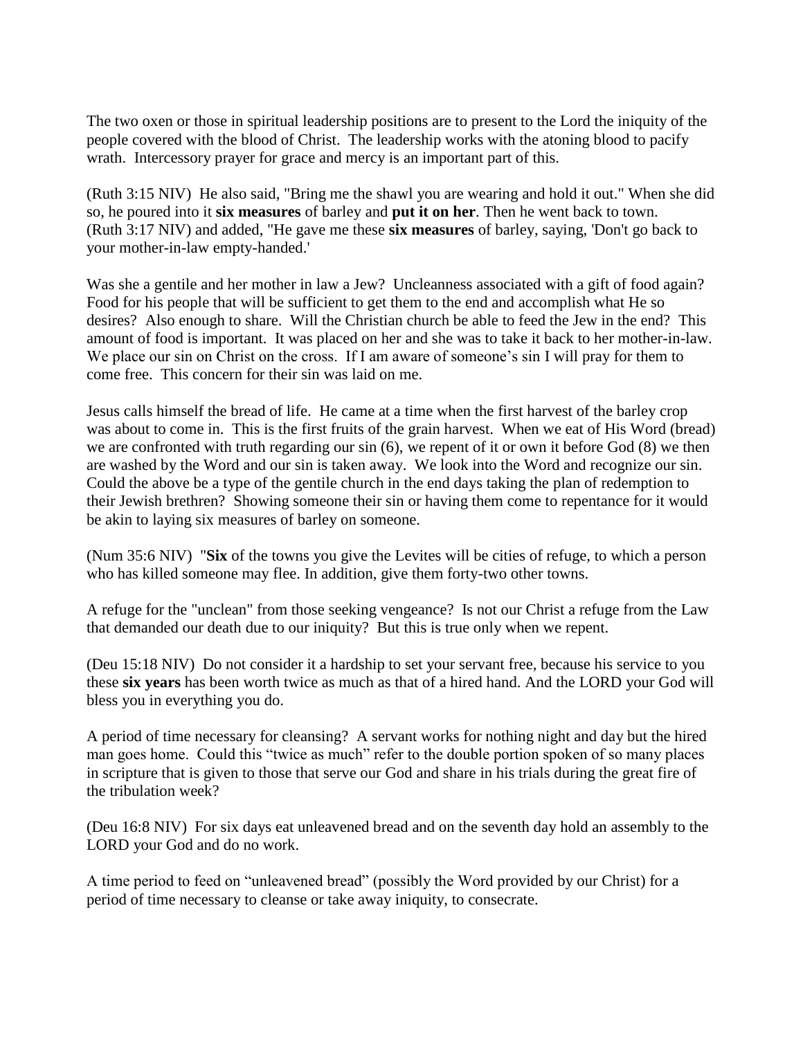The two oxen or those in spiritual leadership positions are to present to the Lord the iniquity of the people covered with the blood of Christ. The leadership works with the atoning blood to pacify wrath. Intercessory prayer for grace and mercy is an important part of this.

(Ruth 3:15 NIV) He also said, "Bring me the shawl you are wearing and hold it out." When she did so, he poured into it **six measures** of barley and **put it on her**. Then he went back to town.
(Ruth 3:17 NIV) and added, "He gave me these **six measures** of barley, saying, 'Don't go back to your mother-in-law empty-handed.'

Was she a gentile and her mother in law a Jew? Uncleanness associated with a gift of food again? Food for his people that will be sufficient to get them to the end and accomplish what He so desires? Also enough to share. Will the Christian church be able to feed the Jew in the end? This amount of food is important. It was placed on her and she was to take it back to her mother-in-law. We place our sin on Christ on the cross. If I am aware of someone's sin I will pray for them to come free. This concern for their sin was laid on me.

Jesus calls himself the bread of life. He came at a time when the first harvest of the barley crop was about to come in. This is the first fruits of the grain harvest. When we eat of His Word (bread) we are confronted with truth regarding our sin (6), we repent of it or own it before God (8) we then are washed by the Word and our sin is taken away. We look into the Word and recognize our sin. Could the above be a type of the gentile church in the end days taking the plan of redemption to their Jewish brethren? Showing someone their sin or having them come to repentance for it would be akin to laying six measures of barley on someone.

(Num 35:6 NIV) "**Six** of the towns you give the Levites will be cities of refuge, to which a person who has killed someone may flee. In addition, give them forty-two other towns.

A refuge for the "unclean" from those seeking vengeance? Is not our Christ a refuge from the Law that demanded our death due to our iniquity? But this is true only when we repent.

(Deu 15:18 NIV) Do not consider it a hardship to set your servant free, because his service to you these **six years** has been worth twice as much as that of a hired hand. And the LORD your God will bless you in everything you do.

A period of time necessary for cleansing? A servant works for nothing night and day but the hired man goes home. Could this "twice as much" refer to the double portion spoken of so many places in scripture that is given to those that serve our God and share in his trials during the great fire of the tribulation week?

(Deu 16:8 NIV) For six days eat unleavened bread and on the seventh day hold an assembly to the LORD your God and do no work.

A time period to feed on "unleavened bread" (possibly the Word provided by our Christ) for a period of time necessary to cleanse or take away iniquity, to consecrate.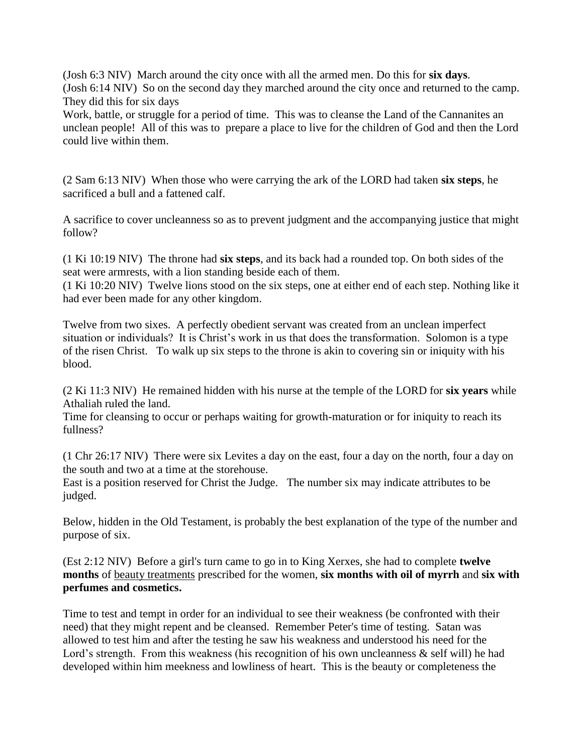(Josh 6:3 NIV)  March around the city once with all the armed men. Do this for **six days**.
(Josh 6:14 NIV)  So on the second day they marched around the city once and returned to the camp. They did this for six days
Work, battle, or struggle for a period of time.  This was to cleanse the Land of the Cannanites an unclean people!  All of this was to  prepare a place to live for the children of God and then the Lord could live within them.

(2 Sam 6:13 NIV)  When those who were carrying the ark of the LORD had taken **six steps**, he sacrificed a bull and a fattened calf.

A sacrifice to cover uncleanness so as to prevent judgment and the accompanying justice that might follow?

(1 Ki 10:19 NIV)  The throne had **six steps**, and its back had a rounded top. On both sides of the seat were armrests, with a lion standing beside each of them.
(1 Ki 10:20 NIV)  Twelve lions stood on the six steps, one at either end of each step. Nothing like it had ever been made for any other kingdom.

Twelve from two sixes.  A perfectly obedient servant was created from an unclean imperfect situation or individuals?  It is Christ's work in us that does the transformation.  Solomon is a type of the risen Christ.   To walk up six steps to the throne is akin to covering sin or iniquity with his blood.

(2 Ki 11:3 NIV)  He remained hidden with his nurse at the temple of the LORD for **six years** while Athaliah ruled the land.
Time for cleansing to occur or perhaps waiting for growth-maturation or for iniquity to reach its fullness?

(1 Chr 26:17 NIV)  There were six Levites a day on the east, four a day on the north, four a day on the south and two at a time at the storehouse.
East is a position reserved for Christ the Judge.   The number six may indicate attributes to be judged.

Below, hidden in the Old Testament, is probably the best explanation of the type of the number and purpose of six.

(Est 2:12 NIV)  Before a girl's turn came to go in to King Xerxes, she had to complete **twelve months** of <u>beauty treatments</u> prescribed for the women, **six months with oil of myrrh** and **six with perfumes and cosmetics.**

Time to test and tempt in order for an individual to see their weakness (be confronted with their need) that they might repent and be cleansed.  Remember Peter's time of testing.  Satan was allowed to test him and after the testing he saw his weakness and understood his need for the Lord's strength.  From this weakness (his recognition of his own uncleanness & self will) he had developed within him meekness and lowliness of heart.  This is the beauty or completeness the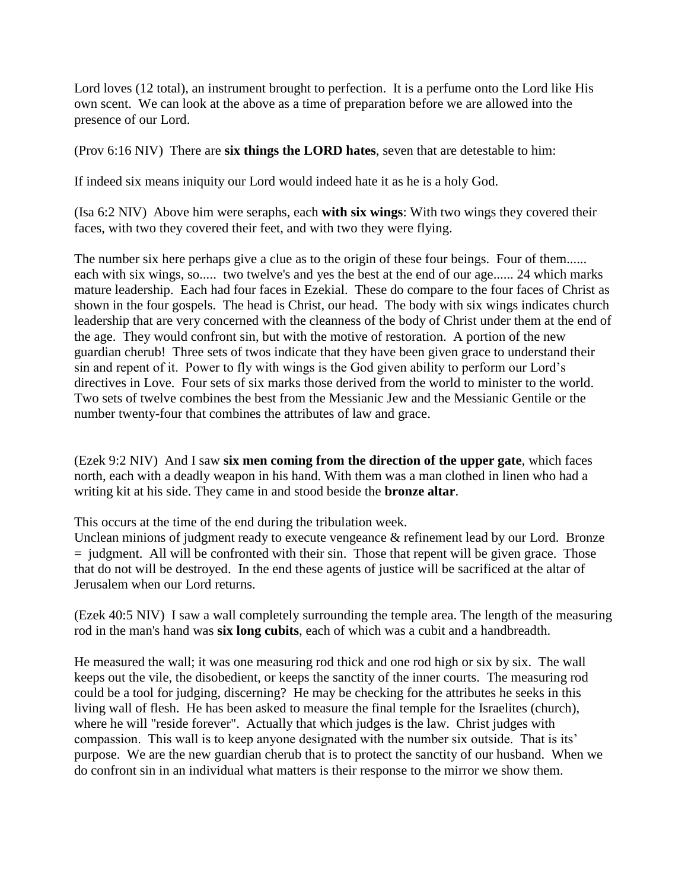Lord loves (12 total), an instrument brought to perfection. It is a perfume onto the Lord like His own scent. We can look at the above as a time of preparation before we are allowed into the presence of our Lord.

(Prov 6:16 NIV) There are **six things the LORD hates**, seven that are detestable to him:

If indeed six means iniquity our Lord would indeed hate it as he is a holy God.

(Isa 6:2 NIV) Above him were seraphs, each **with six wings**: With two wings they covered their faces, with two they covered their feet, and with two they were flying.

The number six here perhaps give a clue as to the origin of these four beings. Four of them...... each with six wings, so..... two twelve's and yes the best at the end of our age...... 24 which marks mature leadership. Each had four faces in Ezekial. These do compare to the four faces of Christ as shown in the four gospels. The head is Christ, our head. The body with six wings indicates church leadership that are very concerned with the cleanness of the body of Christ under them at the end of the age. They would confront sin, but with the motive of restoration. A portion of the new guardian cherub! Three sets of twos indicate that they have been given grace to understand their sin and repent of it. Power to fly with wings is the God given ability to perform our Lord's directives in Love. Four sets of six marks those derived from the world to minister to the world. Two sets of twelve combines the best from the Messianic Jew and the Messianic Gentile or the number twenty-four that combines the attributes of law and grace.

(Ezek 9:2 NIV) And I saw **six men coming from the direction of the upper gate**, which faces north, each with a deadly weapon in his hand. With them was a man clothed in linen who had a writing kit at his side. They came in and stood beside the **bronze altar**.

This occurs at the time of the end during the tribulation week.
Unclean minions of judgment ready to execute vengeance & refinement lead by our Lord. Bronze = judgment. All will be confronted with their sin. Those that repent will be given grace. Those that do not will be destroyed. In the end these agents of justice will be sacrificed at the altar of Jerusalem when our Lord returns.

(Ezek 40:5 NIV) I saw a wall completely surrounding the temple area. The length of the measuring rod in the man's hand was **six long cubits**, each of which was a cubit and a handbreadth.

He measured the wall; it was one measuring rod thick and one rod high or six by six. The wall keeps out the vile, the disobedient, or keeps the sanctity of the inner courts. The measuring rod could be a tool for judging, discerning? He may be checking for the attributes he seeks in this living wall of flesh. He has been asked to measure the final temple for the Israelites (church), where he will "reside forever". Actually that which judges is the law. Christ judges with compassion. This wall is to keep anyone designated with the number six outside. That is its' purpose. We are the new guardian cherub that is to protect the sanctity of our husband. When we do confront sin in an individual what matters is their response to the mirror we show them.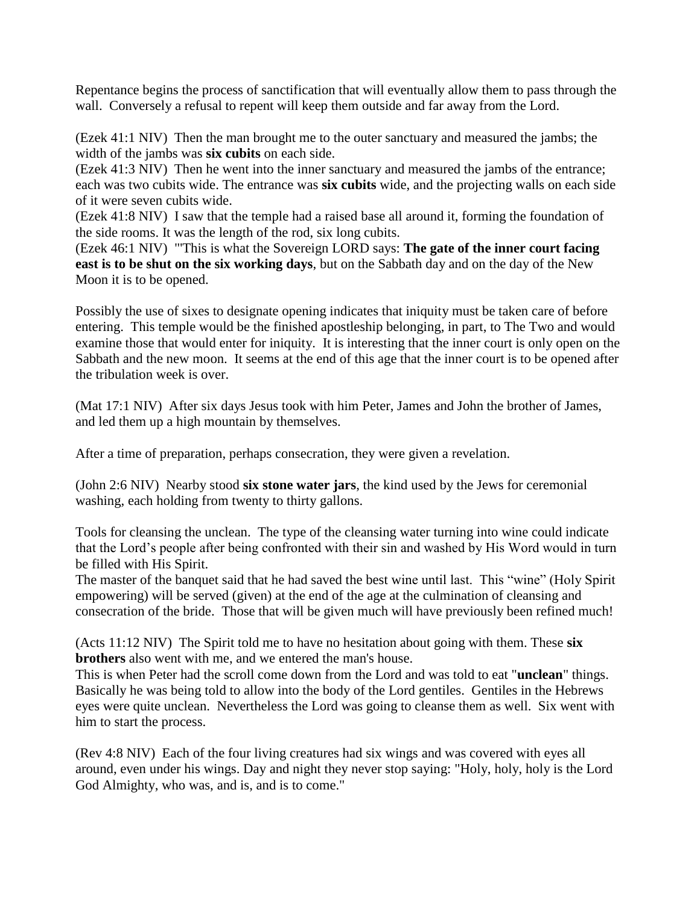Repentance begins the process of sanctification that will eventually allow them to pass through the wall. Conversely a refusal to repent will keep them outside and far away from the Lord.

(Ezek 41:1 NIV) Then the man brought me to the outer sanctuary and measured the jambs; the width of the jambs was **six cubits** on each side.
(Ezek 41:3 NIV) Then he went into the inner sanctuary and measured the jambs of the entrance; each was two cubits wide. The entrance was **six cubits** wide, and the projecting walls on each side of it were seven cubits wide.
(Ezek 41:8 NIV) I saw that the temple had a raised base all around it, forming the foundation of the side rooms. It was the length of the rod, six long cubits.
(Ezek 46:1 NIV) "'This is what the Sovereign LORD says: **The gate of the inner court facing east is to be shut on the six working days**, but on the Sabbath day and on the day of the New Moon it is to be opened.

Possibly the use of sixes to designate opening indicates that iniquity must be taken care of before entering. This temple would be the finished apostleship belonging, in part, to The Two and would examine those that would enter for iniquity. It is interesting that the inner court is only open on the Sabbath and the new moon. It seems at the end of this age that the inner court is to be opened after the tribulation week is over.

(Mat 17:1 NIV) After six days Jesus took with him Peter, James and John the brother of James, and led them up a high mountain by themselves.

After a time of preparation, perhaps consecration, they were given a revelation.

(John 2:6 NIV) Nearby stood **six stone water jars**, the kind used by the Jews for ceremonial washing, each holding from twenty to thirty gallons.

Tools for cleansing the unclean. The type of the cleansing water turning into wine could indicate that the Lord's people after being confronted with their sin and washed by His Word would in turn be filled with His Spirit.
The master of the banquet said that he had saved the best wine until last. This "wine" (Holy Spirit empowering) will be served (given) at the end of the age at the culmination of cleansing and consecration of the bride. Those that will be given much will have previously been refined much!

(Acts 11:12 NIV) The Spirit told me to have no hesitation about going with them. These **six brothers** also went with me, and we entered the man's house.
This is when Peter had the scroll come down from the Lord and was told to eat "**unclean**" things. Basically he was being told to allow into the body of the Lord gentiles. Gentiles in the Hebrews eyes were quite unclean. Nevertheless the Lord was going to cleanse them as well. Six went with him to start the process.

(Rev 4:8 NIV) Each of the four living creatures had six wings and was covered with eyes all around, even under his wings. Day and night they never stop saying: "Holy, holy, holy is the Lord God Almighty, who was, and is, and is to come."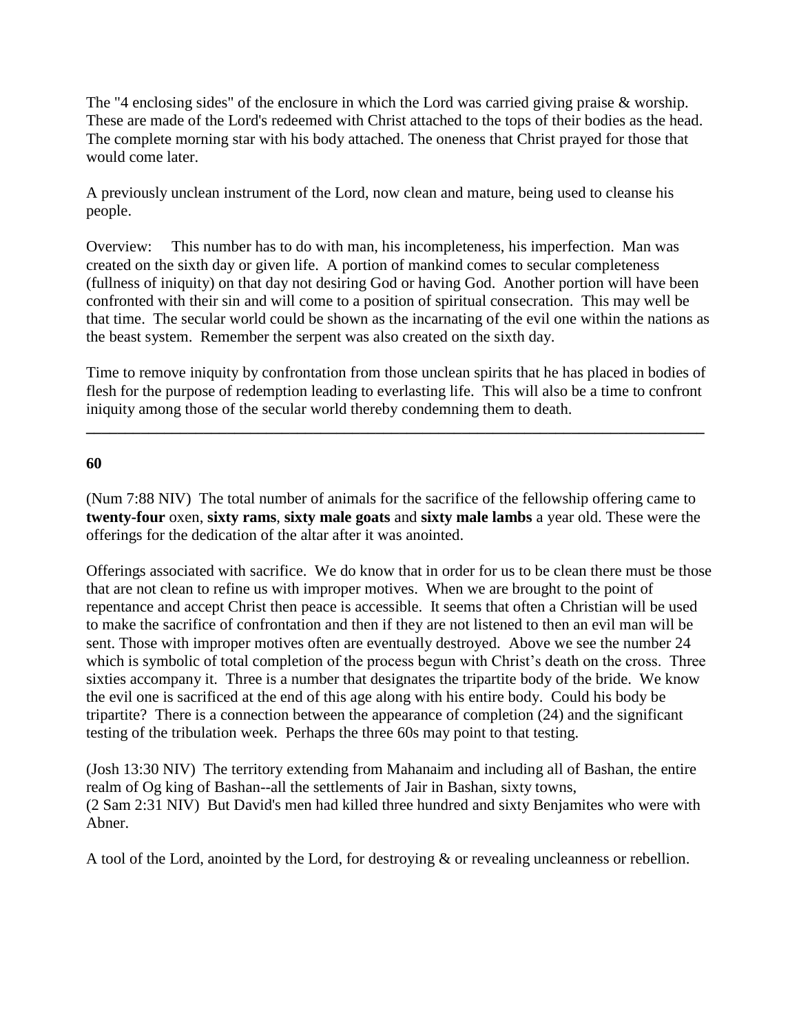The "4 enclosing sides" of the enclosure in which the Lord was carried giving praise & worship. These are made of the Lord's redeemed with Christ attached to the tops of their bodies as the head. The complete morning star with his body attached. The oneness that Christ prayed for those that would come later.

A previously unclean instrument of the Lord, now clean and mature, being used to cleanse his people.

Overview: This number has to do with man, his incompleteness, his imperfection. Man was created on the sixth day or given life. A portion of mankind comes to secular completeness (fullness of iniquity) on that day not desiring God or having God. Another portion will have been confronted with their sin and will come to a position of spiritual consecration. This may well be that time. The secular world could be shown as the incarnating of the evil one within the nations as the beast system. Remember the serpent was also created on the sixth day.

Time to remove iniquity by confrontation from those unclean spirits that he has placed in bodies of flesh for the purpose of redemption leading to everlasting life. This will also be a time to confront iniquity among those of the secular world thereby condemning them to death.

---

**60**

(Num 7:88 NIV) The total number of animals for the sacrifice of the fellowship offering came to **twenty-four** oxen, **sixty rams**, **sixty male goats** and **sixty male lambs** a year old. These were the offerings for the dedication of the altar after it was anointed.

Offerings associated with sacrifice. We do know that in order for us to be clean there must be those that are not clean to refine us with improper motives. When we are brought to the point of repentance and accept Christ then peace is accessible. It seems that often a Christian will be used to make the sacrifice of confrontation and then if they are not listened to then an evil man will be sent. Those with improper motives often are eventually destroyed. Above we see the number 24 which is symbolic of total completion of the process begun with Christ's death on the cross. Three sixties accompany it. Three is a number that designates the tripartite body of the bride. We know the evil one is sacrificed at the end of this age along with his entire body. Could his body be tripartite? There is a connection between the appearance of completion (24) and the significant testing of the tribulation week. Perhaps the three 60s may point to that testing.

(Josh 13:30 NIV) The territory extending from Mahanaim and including all of Bashan, the entire realm of Og king of Bashan--all the settlements of Jair in Bashan, sixty towns,
(2 Sam 2:31 NIV) But David's men had killed three hundred and sixty Benjamites who were with Abner.

A tool of the Lord, anointed by the Lord, for destroying & or revealing uncleanness or rebellion.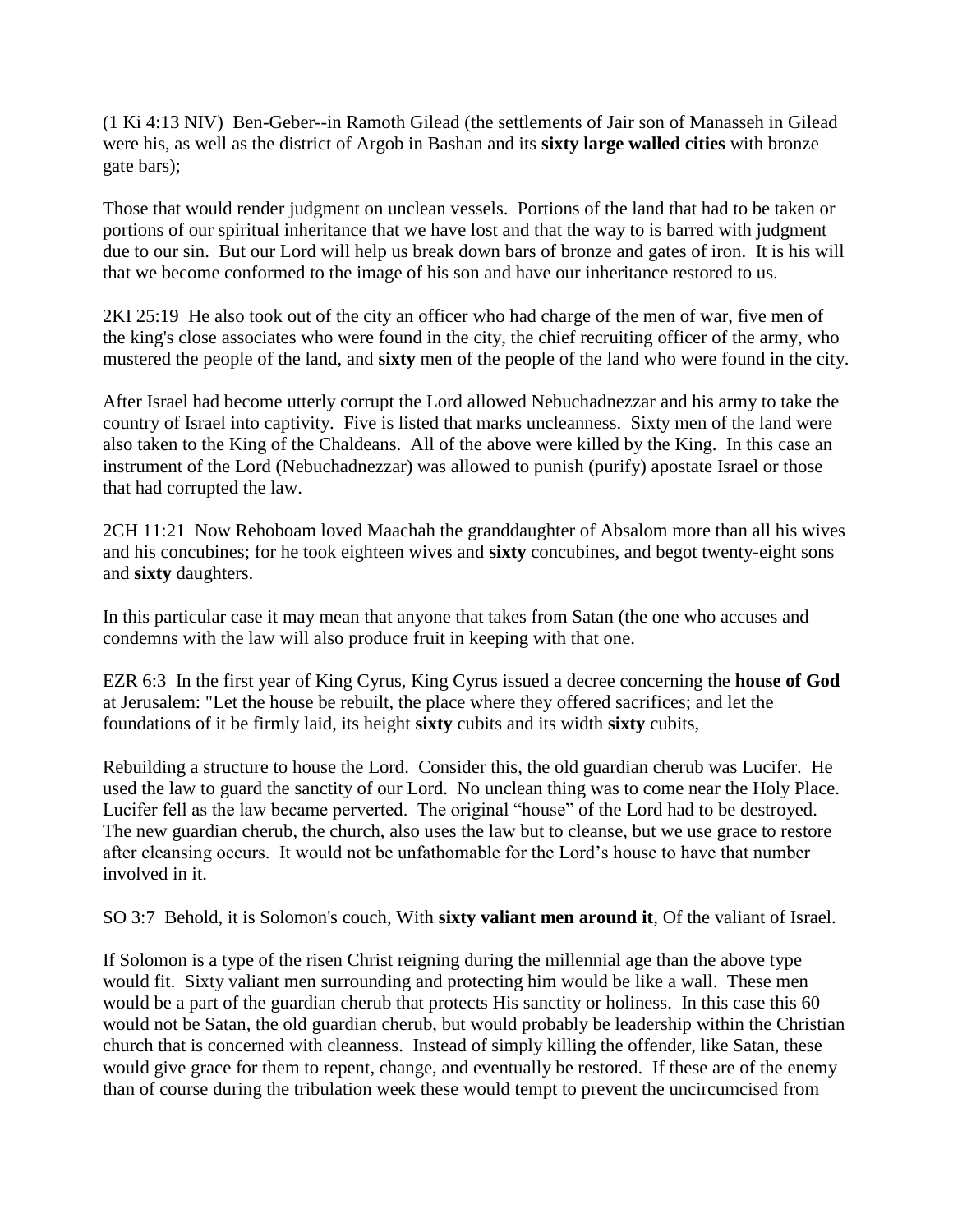(1 Ki 4:13 NIV) Ben-Geber--in Ramoth Gilead (the settlements of Jair son of Manasseh in Gilead were his, as well as the district of Argob in Bashan and its **sixty large walled cities** with bronze gate bars);

Those that would render judgment on unclean vessels. Portions of the land that had to be taken or portions of our spiritual inheritance that we have lost and that the way to is barred with judgment due to our sin. But our Lord will help us break down bars of bronze and gates of iron. It is his will that we become conformed to the image of his son and have our inheritance restored to us.

2KI 25:19 He also took out of the city an officer who had charge of the men of war, five men of the king's close associates who were found in the city, the chief recruiting officer of the army, who mustered the people of the land, and **sixty** men of the people of the land who were found in the city.

After Israel had become utterly corrupt the Lord allowed Nebuchadnezzar and his army to take the country of Israel into captivity. Five is listed that marks uncleanness. Sixty men of the land were also taken to the King of the Chaldeans. All of the above were killed by the King. In this case an instrument of the Lord (Nebuchadnezzar) was allowed to punish (purify) apostate Israel or those that had corrupted the law.

2CH 11:21 Now Rehoboam loved Maachah the granddaughter of Absalom more than all his wives and his concubines; for he took eighteen wives and **sixty** concubines, and begot twenty-eight sons and **sixty** daughters.

In this particular case it may mean that anyone that takes from Satan (the one who accuses and condemns with the law will also produce fruit in keeping with that one.

EZR 6:3 In the first year of King Cyrus, King Cyrus issued a decree concerning the **house of God** at Jerusalem: "Let the house be rebuilt, the place where they offered sacrifices; and let the foundations of it be firmly laid, its height **sixty** cubits and its width **sixty** cubits,

Rebuilding a structure to house the Lord. Consider this, the old guardian cherub was Lucifer. He used the law to guard the sanctity of our Lord. No unclean thing was to come near the Holy Place. Lucifer fell as the law became perverted. The original "house" of the Lord had to be destroyed. The new guardian cherub, the church, also uses the law but to cleanse, but we use grace to restore after cleansing occurs. It would not be unfathomable for the Lord's house to have that number involved in it.

SO 3:7 Behold, it is Solomon's couch, With **sixty valiant men around it**, Of the valiant of Israel.

If Solomon is a type of the risen Christ reigning during the millennial age than the above type would fit. Sixty valiant men surrounding and protecting him would be like a wall. These men would be a part of the guardian cherub that protects His sanctity or holiness. In this case this 60 would not be Satan, the old guardian cherub, but would probably be leadership within the Christian church that is concerned with cleanness. Instead of simply killing the offender, like Satan, these would give grace for them to repent, change, and eventually be restored. If these are of the enemy than of course during the tribulation week these would tempt to prevent the uncircumcised from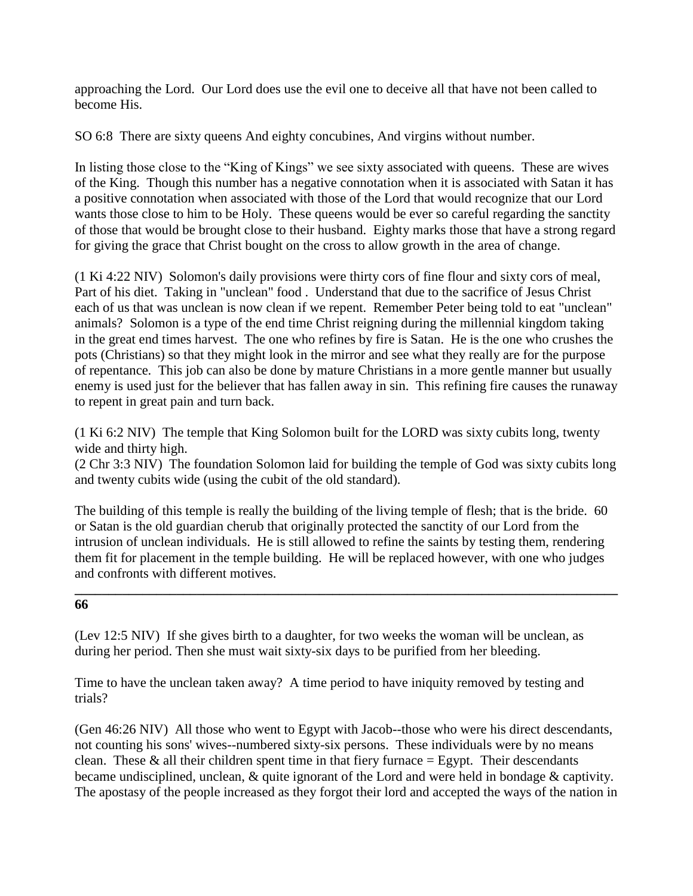approaching the Lord. Our Lord does use the evil one to deceive all that have not been called to become His.

SO 6:8 There are sixty queens And eighty concubines, And virgins without number.

In listing those close to the "King of Kings" we see sixty associated with queens. These are wives of the King. Though this number has a negative connotation when it is associated with Satan it has a positive connotation when associated with those of the Lord that would recognize that our Lord wants those close to him to be Holy. These queens would be ever so careful regarding the sanctity of those that would be brought close to their husband. Eighty marks those that have a strong regard for giving the grace that Christ bought on the cross to allow growth in the area of change.

(1 Ki 4:22 NIV) Solomon's daily provisions were thirty cors of fine flour and sixty cors of meal, Part of his diet. Taking in "unclean" food . Understand that due to the sacrifice of Jesus Christ each of us that was unclean is now clean if we repent. Remember Peter being told to eat "unclean" animals? Solomon is a type of the end time Christ reigning during the millennial kingdom taking in the great end times harvest. The one who refines by fire is Satan. He is the one who crushes the pots (Christians) so that they might look in the mirror and see what they really are for the purpose of repentance. This job can also be done by mature Christians in a more gentle manner but usually enemy is used just for the believer that has fallen away in sin. This refining fire causes the runaway to repent in great pain and turn back.

(1 Ki 6:2 NIV) The temple that King Solomon built for the LORD was sixty cubits long, twenty wide and thirty high.
(2 Chr 3:3 NIV) The foundation Solomon laid for building the temple of God was sixty cubits long and twenty cubits wide (using the cubit of the old standard).

The building of this temple is really the building of the living temple of flesh; that is the bride. 60 or Satan is the old guardian cherub that originally protected the sanctity of our Lord from the intrusion of unclean individuals. He is still allowed to refine the saints by testing them, rendering them fit for placement in the temple building. He will be replaced however, with one who judges and confronts with different motives.

---

**66**

(Lev 12:5 NIV) If she gives birth to a daughter, for two weeks the woman will be unclean, as during her period. Then she must wait sixty-six days to be purified from her bleeding.

Time to have the unclean taken away? A time period to have iniquity removed by testing and trials?

(Gen 46:26 NIV) All those who went to Egypt with Jacob--those who were his direct descendants, not counting his sons' wives--numbered sixty-six persons. These individuals were by no means clean. These & all their children spent time in that fiery furnace = Egypt. Their descendants became undisciplined, unclean, & quite ignorant of the Lord and were held in bondage & captivity. The apostasy of the people increased as they forgot their lord and accepted the ways of the nation in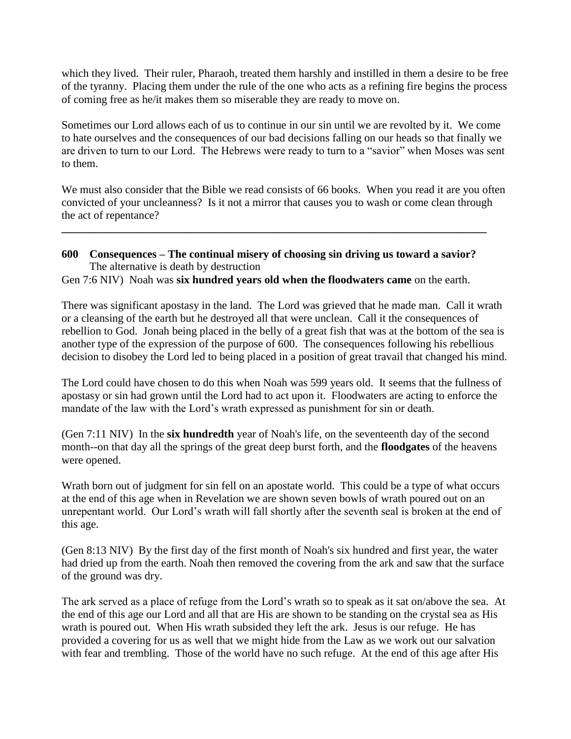which they lived. Their ruler, Pharaoh, treated them harshly and instilled in them a desire to be free of the tyranny. Placing them under the rule of the one who acts as a refining fire begins the process of coming free as he/it makes them so miserable they are ready to move on.

Sometimes our Lord allows each of us to continue in our sin until we are revolted by it. We come to hate ourselves and the consequences of our bad decisions falling on our heads so that finally we are driven to turn to our Lord. The Hebrews were ready to turn to a "savior" when Moses was sent to them.

We must also consider that the Bible we read consists of 66 books. When you read it are you often convicted of your uncleanness? Is it not a mirror that causes you to wash or come clean through the act of repentance?

---

**600 Consequences – The continual misery of choosing sin driving us toward a savior?**
The alternative is death by destruction

Gen 7:6 NIV) Noah was **six hundred years old when the floodwaters came** on the earth.

There was significant apostasy in the land. The Lord was grieved that he made man. Call it wrath or a cleansing of the earth but he destroyed all that were unclean. Call it the consequences of rebellion to God. Jonah being placed in the belly of a great fish that was at the bottom of the sea is another type of the expression of the purpose of 600. The consequences following his rebellious decision to disobey the Lord led to being placed in a position of great travail that changed his mind.

The Lord could have chosen to do this when Noah was 599 years old. It seems that the fullness of apostasy or sin had grown until the Lord had to act upon it. Floodwaters are acting to enforce the mandate of the law with the Lord's wrath expressed as punishment for sin or death.

(Gen 7:11 NIV) In the **six hundredth** year of Noah's life, on the seventeenth day of the second month--on that day all the springs of the great deep burst forth, and the **floodgates** of the heavens were opened.

Wrath born out of judgment for sin fell on an apostate world. This could be a type of what occurs at the end of this age when in Revelation we are shown seven bowls of wrath poured out on an unrepentant world. Our Lord's wrath will fall shortly after the seventh seal is broken at the end of this age.

(Gen 8:13 NIV) By the first day of the first month of Noah's six hundred and first year, the water had dried up from the earth. Noah then removed the covering from the ark and saw that the surface of the ground was dry.

The ark served as a place of refuge from the Lord's wrath so to speak as it sat on/above the sea. At the end of this age our Lord and all that are His are shown to be standing on the crystal sea as His wrath is poured out. When His wrath subsided they left the ark. Jesus is our refuge. He has provided a covering for us as well that we might hide from the Law as we work out our salvation with fear and trembling. Those of the world have no such refuge. At the end of this age after His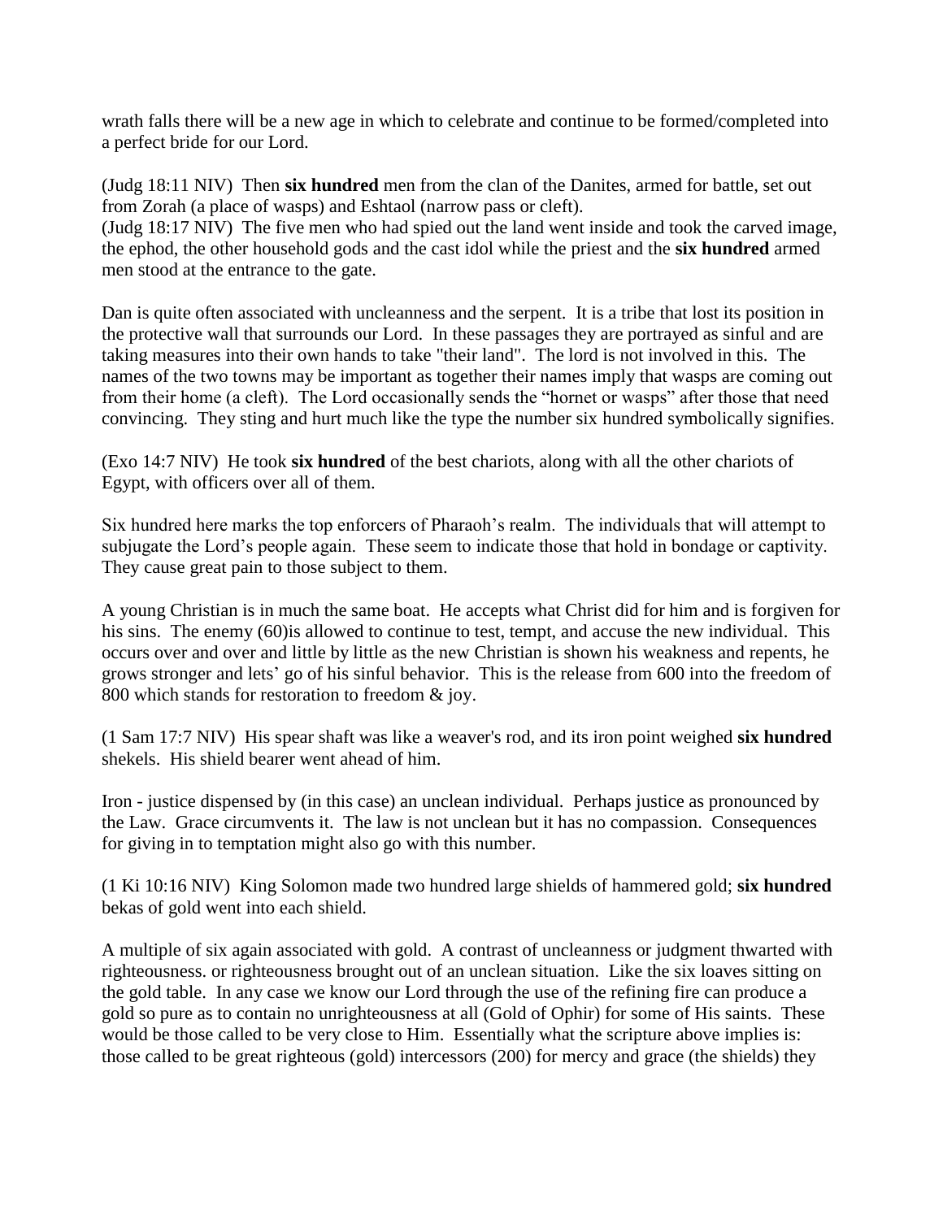wrath falls there will be a new age in which to celebrate and continue to be formed/completed into a perfect bride for our Lord.

(Judg 18:11 NIV) Then **six hundred** men from the clan of the Danites, armed for battle, set out from Zorah (a place of wasps) and Eshtaol (narrow pass or cleft).
(Judg 18:17 NIV) The five men who had spied out the land went inside and took the carved image, the ephod, the other household gods and the cast idol while the priest and the **six hundred** armed men stood at the entrance to the gate.

Dan is quite often associated with uncleanness and the serpent. It is a tribe that lost its position in the protective wall that surrounds our Lord. In these passages they are portrayed as sinful and are taking measures into their own hands to take "their land". The lord is not involved in this. The names of the two towns may be important as together their names imply that wasps are coming out from their home (a cleft). The Lord occasionally sends the "hornet or wasps" after those that need convincing. They sting and hurt much like the type the number six hundred symbolically signifies.

(Exo 14:7 NIV) He took **six hundred** of the best chariots, along with all the other chariots of Egypt, with officers over all of them.

Six hundred here marks the top enforcers of Pharaoh's realm. The individuals that will attempt to subjugate the Lord's people again. These seem to indicate those that hold in bondage or captivity. They cause great pain to those subject to them.

A young Christian is in much the same boat. He accepts what Christ did for him and is forgiven for his sins. The enemy (60)is allowed to continue to test, tempt, and accuse the new individual. This occurs over and over and little by little as the new Christian is shown his weakness and repents, he grows stronger and lets' go of his sinful behavior. This is the release from 600 into the freedom of 800 which stands for restoration to freedom & joy.

(1 Sam 17:7 NIV) His spear shaft was like a weaver's rod, and its iron point weighed **six hundred** shekels. His shield bearer went ahead of him.

Iron - justice dispensed by (in this case) an unclean individual. Perhaps justice as pronounced by the Law. Grace circumvents it. The law is not unclean but it has no compassion. Consequences for giving in to temptation might also go with this number.

(1 Ki 10:16 NIV) King Solomon made two hundred large shields of hammered gold; **six hundred** bekas of gold went into each shield.

A multiple of six again associated with gold. A contrast of uncleanness or judgment thwarted with righteousness. or righteousness brought out of an unclean situation. Like the six loaves sitting on the gold table. In any case we know our Lord through the use of the refining fire can produce a gold so pure as to contain no unrighteousness at all (Gold of Ophir) for some of His saints. These would be those called to be very close to Him. Essentially what the scripture above implies is: those called to be great righteous (gold) intercessors (200) for mercy and grace (the shields) they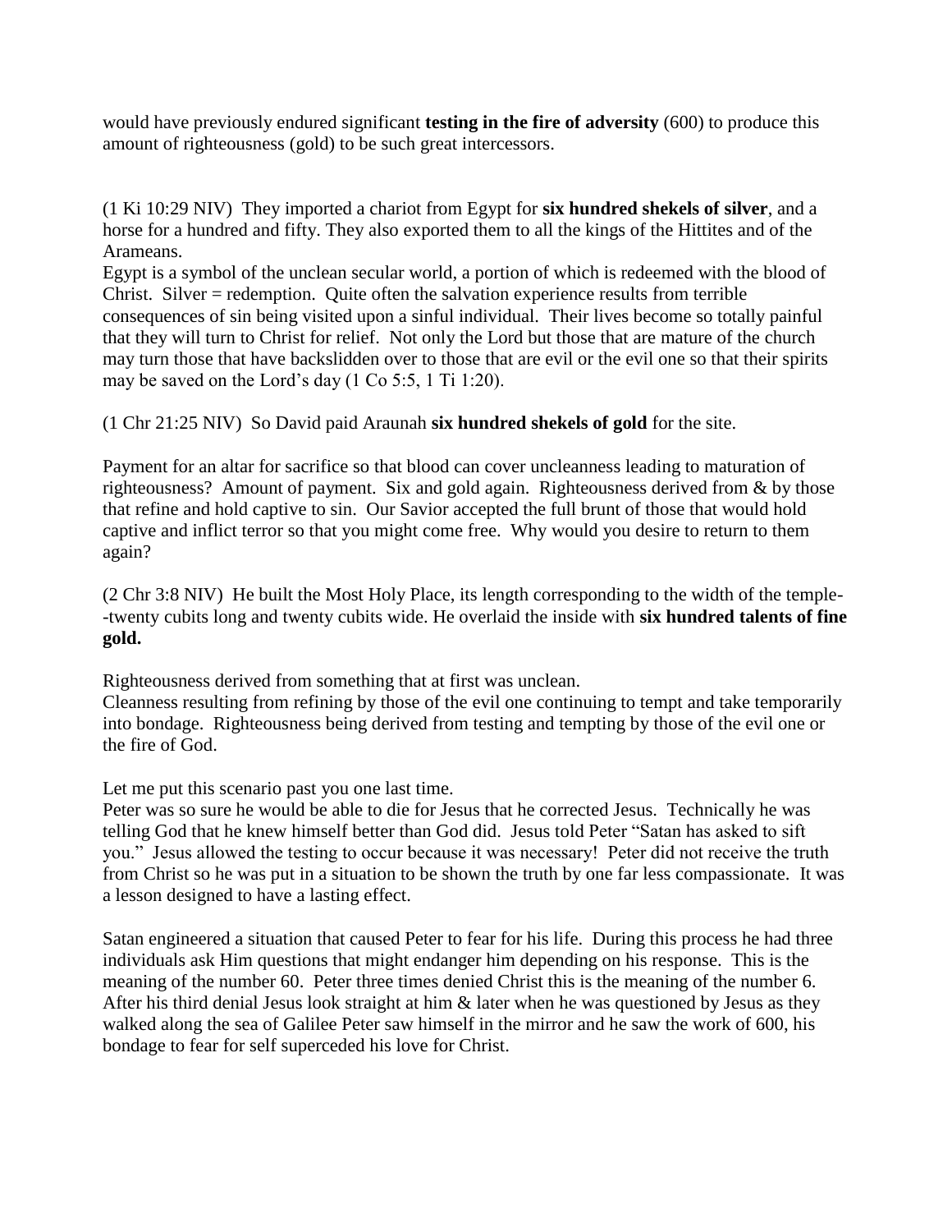would have previously endured significant **testing in the fire of adversity** (600) to produce this amount of righteousness (gold) to be such great intercessors.

(1 Ki 10:29 NIV) They imported a chariot from Egypt for **six hundred shekels of silver**, and a horse for a hundred and fifty. They also exported them to all the kings of the Hittites and of the Arameans.
Egypt is a symbol of the unclean secular world, a portion of which is redeemed with the blood of Christ. Silver = redemption. Quite often the salvation experience results from terrible consequences of sin being visited upon a sinful individual. Their lives become so totally painful that they will turn to Christ for relief. Not only the Lord but those that are mature of the church may turn those that have backslidden over to those that are evil or the evil one so that their spirits may be saved on the Lord's day (1 Co 5:5, 1 Ti 1:20).

(1 Chr 21:25 NIV) So David paid Araunah **six hundred shekels of gold** for the site.

Payment for an altar for sacrifice so that blood can cover uncleanness leading to maturation of righteousness? Amount of payment. Six and gold again. Righteousness derived from & by those that refine and hold captive to sin. Our Savior accepted the full brunt of those that would hold captive and inflict terror so that you might come free. Why would you desire to return to them again?

(2 Chr 3:8 NIV) He built the Most Holy Place, its length corresponding to the width of the temple--twenty cubits long and twenty cubits wide. He overlaid the inside with **six hundred talents of fine gold.**

Righteousness derived from something that at first was unclean.
Cleanness resulting from refining by those of the evil one continuing to tempt and take temporarily into bondage. Righteousness being derived from testing and tempting by those of the evil one or the fire of God.

Let me put this scenario past you one last time.
Peter was so sure he would be able to die for Jesus that he corrected Jesus. Technically he was telling God that he knew himself better than God did. Jesus told Peter "Satan has asked to sift you." Jesus allowed the testing to occur because it was necessary! Peter did not receive the truth from Christ so he was put in a situation to be shown the truth by one far less compassionate. It was a lesson designed to have a lasting effect.

Satan engineered a situation that caused Peter to fear for his life. During this process he had three individuals ask Him questions that might endanger him depending on his response. This is the meaning of the number 60. Peter three times denied Christ this is the meaning of the number 6. After his third denial Jesus look straight at him & later when he was questioned by Jesus as they walked along the sea of Galilee Peter saw himself in the mirror and he saw the work of 600, his bondage to fear for self superceded his love for Christ.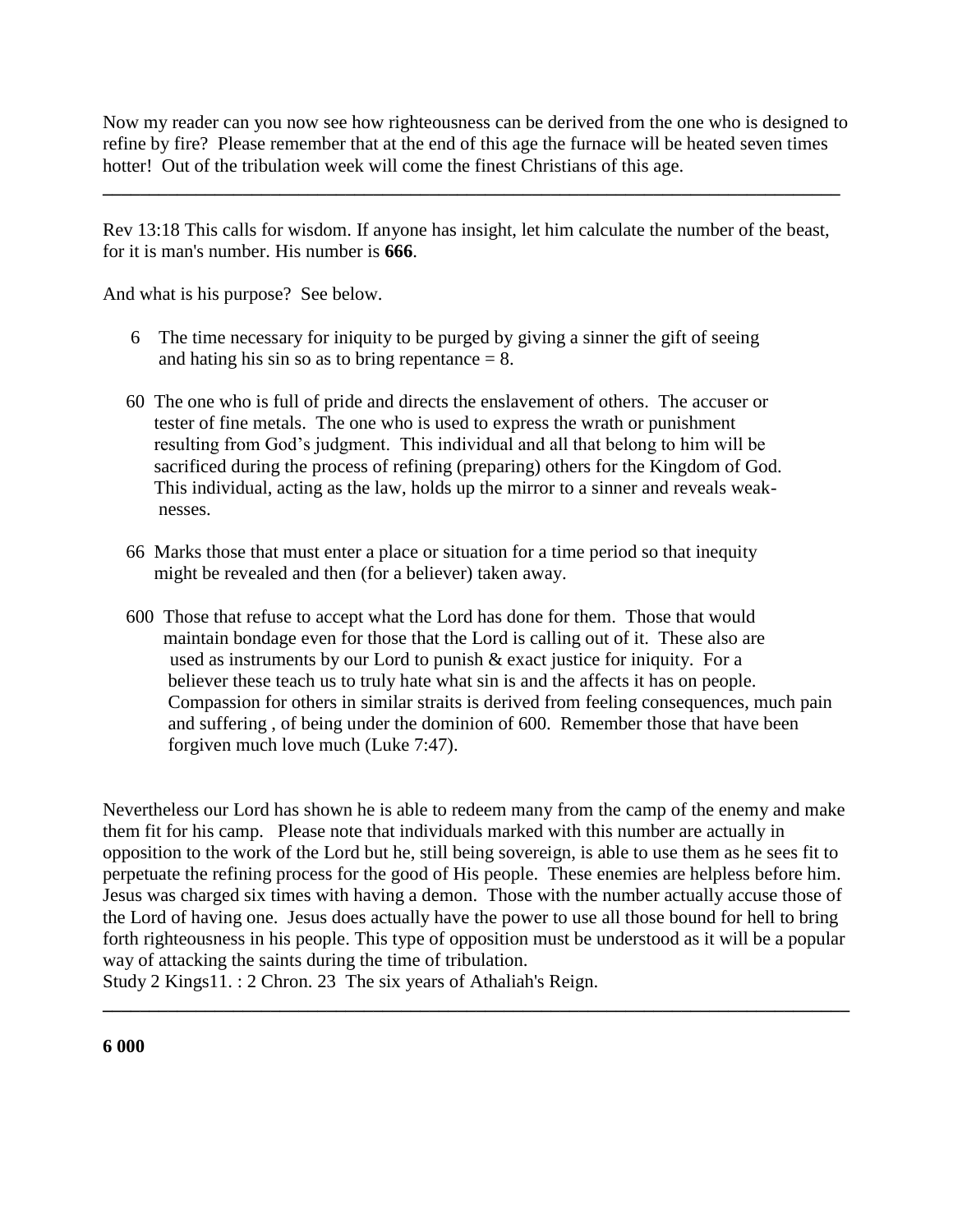Now my reader can you now see how righteousness can be derived from the one who is designed to refine by fire? Please remember that at the end of this age the furnace will be heated seven times hotter! Out of the tribulation week will come the finest Christians of this age.

---

Rev 13:18 This calls for wisdom. If anyone has insight, let him calculate the number of the beast, for it is man's number. His number is **666**.

And what is his purpose? See below.

6 The time necessary for iniquity to be purged by giving a sinner the gift of seeing and hating his sin so as to bring repentance = 8.

60 The one who is full of pride and directs the enslavement of others. The accuser or tester of fine metals. The one who is used to express the wrath or punishment resulting from God's judgment. This individual and all that belong to him will be sacrificed during the process of refining (preparing) others for the Kingdom of God. This individual, acting as the law, holds up the mirror to a sinner and reveals weak-nesses.

66 Marks those that must enter a place or situation for a time period so that inequity might be revealed and then (for a believer) taken away.

600 Those that refuse to accept what the Lord has done for them. Those that would maintain bondage even for those that the Lord is calling out of it. These also are used as instruments by our Lord to punish & exact justice for iniquity. For a believer these teach us to truly hate what sin is and the affects it has on people. Compassion for others in similar straits is derived from feeling consequences, much pain and suffering , of being under the dominion of 600. Remember those that have been forgiven much love much (Luke 7:47).

Nevertheless our Lord has shown he is able to redeem many from the camp of the enemy and make them fit for his camp. Please note that individuals marked with this number are actually in opposition to the work of the Lord but he, still being sovereign, is able to use them as he sees fit to perpetuate the refining process for the good of His people. These enemies are helpless before him. Jesus was charged six times with having a demon. Those with the number actually accuse those of the Lord of having one. Jesus does actually have the power to use all those bound for hell to bring forth righteousness in his people. This type of opposition must be understood as it will be a popular way of attacking the saints during the time of tribulation.
Study 2 Kings11. : 2 Chron. 23 The six years of Athaliah's Reign.

---

**6 000**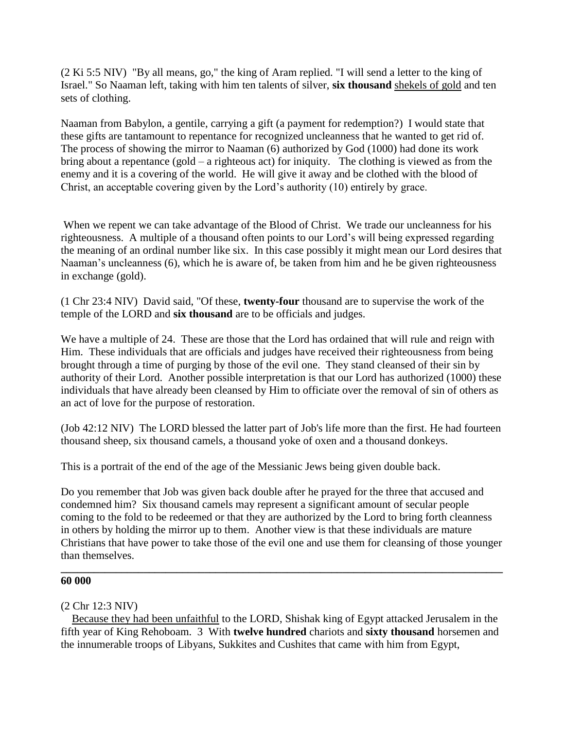(2 Ki 5:5 NIV) "By all means, go," the king of Aram replied. "I will send a letter to the king of Israel." So Naaman left, taking with him ten talents of silver, **six thousand** shekels of gold and ten sets of clothing.

Naaman from Babylon, a gentile, carrying a gift (a payment for redemption?) I would state that these gifts are tantamount to repentance for recognized uncleanness that he wanted to get rid of. The process of showing the mirror to Naaman (6) authorized by God (1000) had done its work bring about a repentance (gold – a righteous act) for iniquity. The clothing is viewed as from the enemy and it is a covering of the world. He will give it away and be clothed with the blood of Christ, an acceptable covering given by the Lord's authority (10) entirely by grace.

When we repent we can take advantage of the Blood of Christ. We trade our uncleanness for his righteousness. A multiple of a thousand often points to our Lord's will being expressed regarding the meaning of an ordinal number like six. In this case possibly it might mean our Lord desires that Naaman's uncleanness (6), which he is aware of, be taken from him and he be given righteousness in exchange (gold).

(1 Chr 23:4 NIV) David said, "Of these, **twenty-four** thousand are to supervise the work of the temple of the LORD and **six thousand** are to be officials and judges.

We have a multiple of 24. These are those that the Lord has ordained that will rule and reign with Him. These individuals that are officials and judges have received their righteousness from being brought through a time of purging by those of the evil one. They stand cleansed of their sin by authority of their Lord. Another possible interpretation is that our Lord has authorized (1000) these individuals that have already been cleansed by Him to officiate over the removal of sin of others as an act of love for the purpose of restoration.

(Job 42:12 NIV) The LORD blessed the latter part of Job's life more than the first. He had fourteen thousand sheep, six thousand camels, a thousand yoke of oxen and a thousand donkeys.

This is a portrait of the end of the age of the Messianic Jews being given double back.

Do you remember that Job was given back double after he prayed for the three that accused and condemned him? Six thousand camels may represent a significant amount of secular people coming to the fold to be redeemed or that they are authorized by the Lord to bring forth cleanness in others by holding the mirror up to them. Another view is that these individuals are mature Christians that have power to take those of the evil one and use them for cleansing of those younger than themselves.

---

**60 000**

(2 Chr 12:3 NIV)

Because they had been unfaithful to the LORD, Shishak king of Egypt attacked Jerusalem in the fifth year of King Rehoboam. 3 With **twelve hundred** chariots and **sixty thousand** horsemen and the innumerable troops of Libyans, Sukkites and Cushites that came with him from Egypt,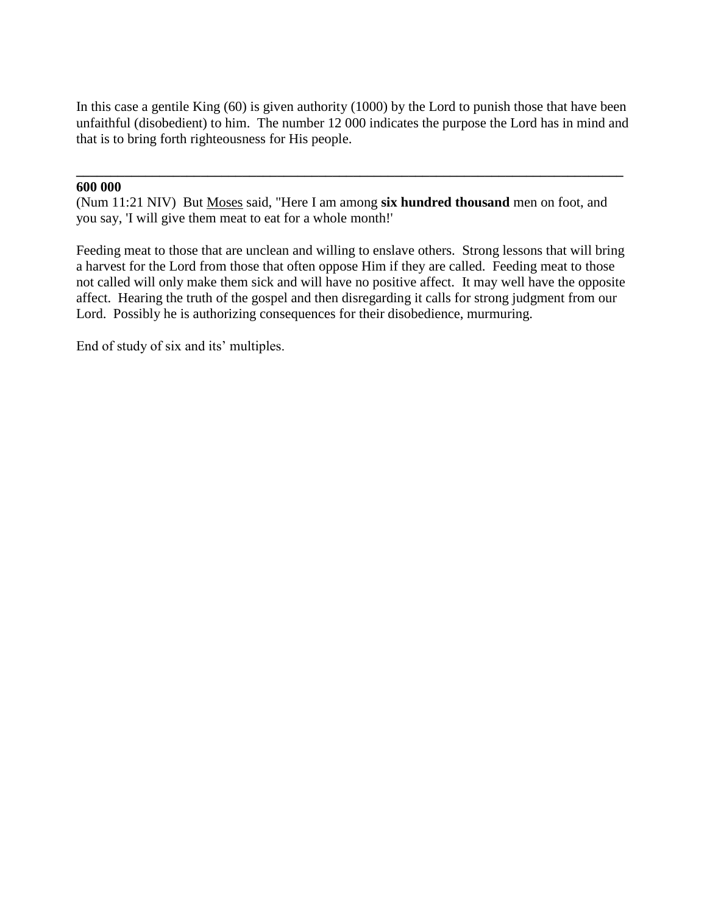In this case a gentile King (60) is given authority (1000) by the Lord to punish those that have been unfaithful (disobedient) to him. The number 12 000 indicates the purpose the Lord has in mind and that is to bring forth righteousness for His people.

---

**600 000**

(Num 11:21 NIV) But Moses said, "Here I am among **six hundred thousand** men on foot, and you say, 'I will give them meat to eat for a whole month!'

Feeding meat to those that are unclean and willing to enslave others. Strong lessons that will bring a harvest for the Lord from those that often oppose Him if they are called. Feeding meat to those not called will only make them sick and will have no positive affect. It may well have the opposite affect. Hearing the truth of the gospel and then disregarding it calls for strong judgment from our Lord. Possibly he is authorizing consequences for their disobedience, murmuring.

End of study of six and its' multiples.